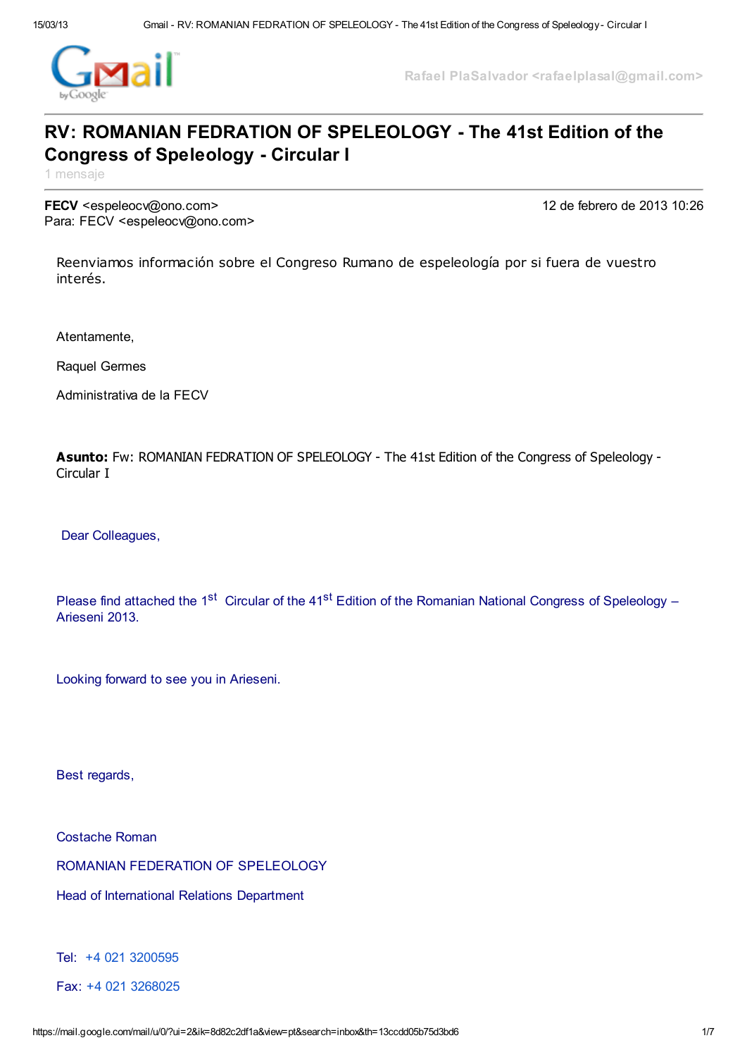Rafael PlaSalvador <rafaelplasal@gmail.com>

# RV: ROMANIAN FEDRATION OF SPELEOLOGY - The 41st Edition of the Congress of Speleology - Circular I

1 mensaje

**FECV** <espeleocv@ono.com> — 12 de febrero de 2013 10:26
Para: FECV <espeleocv@ono.com>

Reenviamos información sobre el Congreso Rumano de espeleología por si fuera de vuestro interés.

Atentamente,

Raquel Germes

Administrativa de la FECV

**Asunto:** Fw: ROMANIAN FEDRATION OF SPELEOLOGY - The 41st Edition of the Congress of Speleology - Circular I

Dear Colleagues,

Please find attached the 1st Circular of the 41st Edition of the Romanian National Congress of Speleology – Arieseni 2013.

Looking forward to see you in Arieseni.

Best regards,

Costache Roman

ROMANIAN FEDERATION OF SPELEOLOGY

Head of International Relations Department

Tel: +4 021 3200595

Fax: +4 021 3268025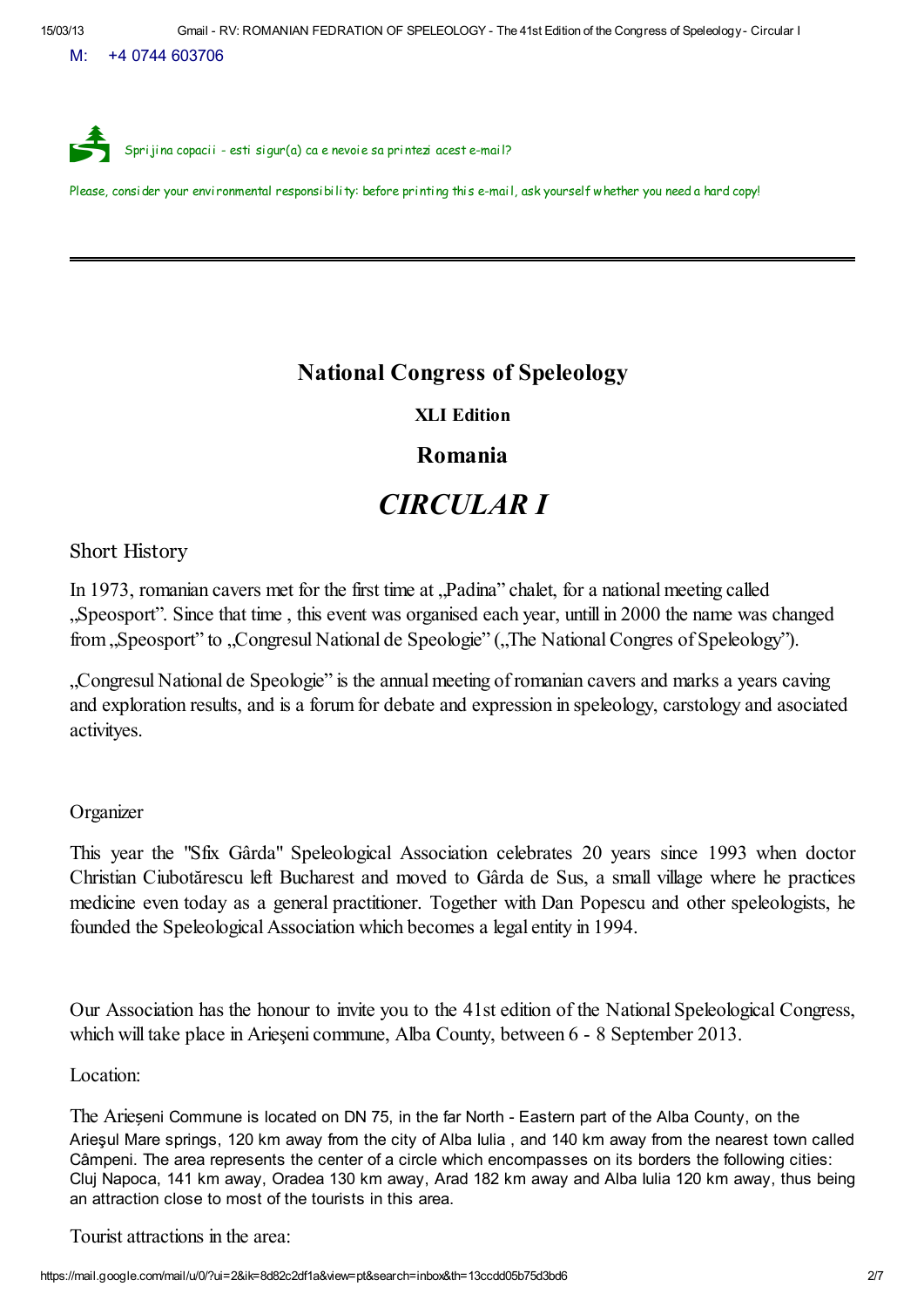M: +4 0744 603706

Sprijina copacii - esti sigur(a) ca e nevoie sa printezi acest e-mail?

Please, consider your environmental responsibility: before printing this e-mail, ask yourself whether you need a hard copy!

---

# National Congress of Speleology

### XLI Edition

## Romania

# *CIRCULAR I*

Short History

In 1973, romanian cavers met for the first time at „Padina" chalet, for a national meeting called „Speosport". Since that time , this event was organised each year, untill in 2000 the name was changed from „Speosport" to „Congresul National de Speologie" („The National Congres of Speleology").

„Congresul National de Speologie" is the annual meeting of romanian cavers and marks a years caving and exploration results, and is a forum for debate and expression in speleology, carstology and asociated activityes.

Organizer

This year the "Sfix Gârda" Speleological Association celebrates 20 years since 1993 when doctor Christian Ciubotărescu left Bucharest and moved to Gârda de Sus, a small village where he practices medicine even today as a general practitioner. Together with Dan Popescu and other speleologists, he founded the Speleological Association which becomes a legal entity in 1994.

Our Association has the honour to invite you to the 41st edition of the National Speleological Congress, which will take place in Arieşeni commune, Alba County, between 6 - 8 September 2013.

Location:

The Arieșeni Commune is located on DN 75, in the far North - Eastern part of the Alba County, on the Arieşul Mare springs, 120 km away from the city of Alba Iulia , and 140 km away from the nearest town called Câmpeni. The area represents the center of a circle which encompasses on its borders the following cities: Cluj Napoca, 141 km away, Oradea 130 km away, Arad 182 km away and Alba Iulia 120 km away, thus being an attraction close to most of the tourists in this area.

Tourist attractions in the area: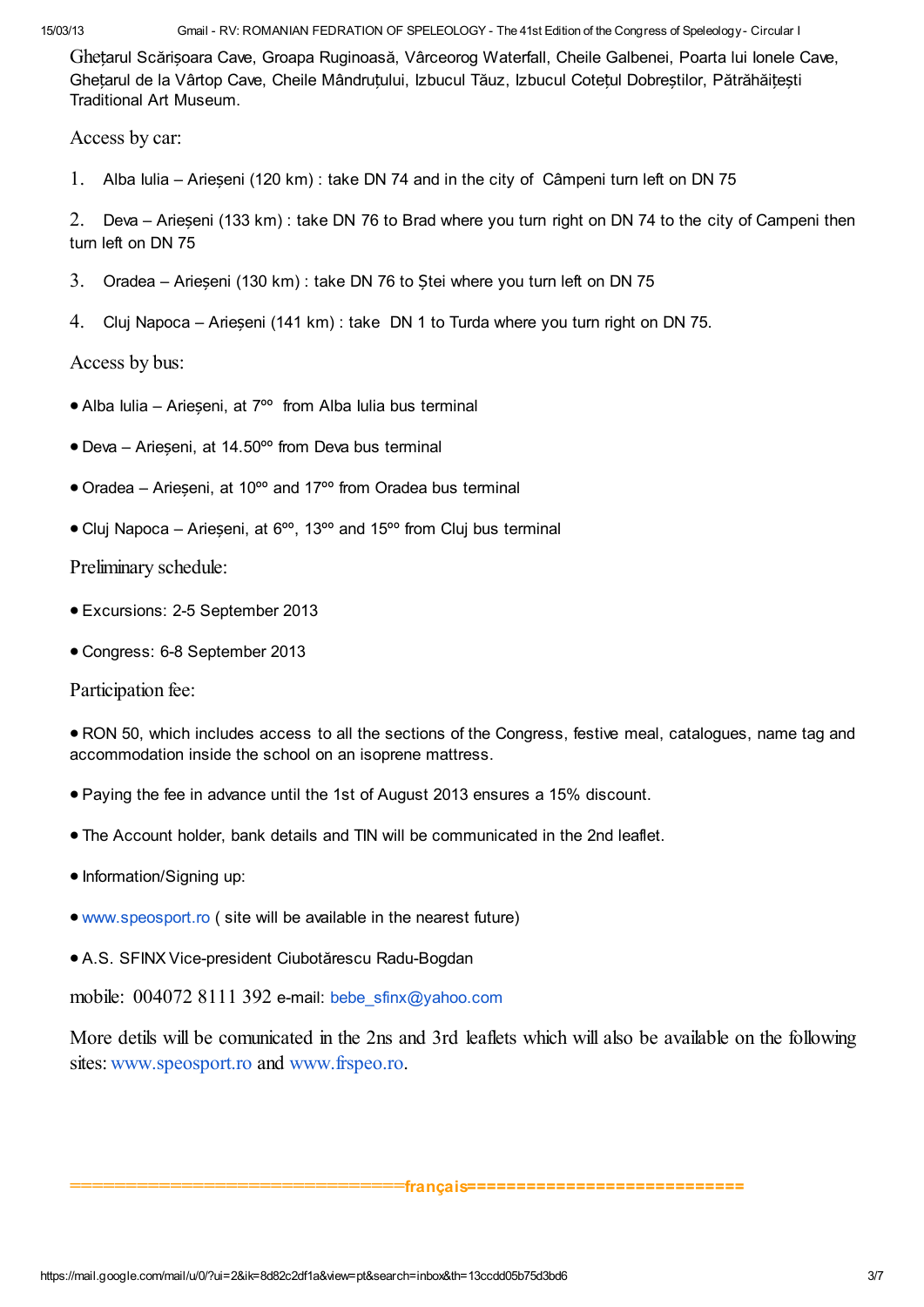Ghețarul Scărișoara Cave, Groapa Ruginoasă, Vârceorog Waterfall, Cheile Galbenei, Poarta lui Ionele Cave, Ghețarul de la Vârtop Cave, Cheile Mândruțului, Izbucul Tăuz, Izbucul Cotețul Dobreștilor, Pătrăhăițești Traditional Art Museum.

Access by car:

1. Alba Iulia – Arieșeni (120 km) : take DN 74 and in the city of Câmpeni turn left on DN 75
2. Deva – Arieșeni (133 km) : take DN 76 to Brad where you turn right on DN 74 to the city of Campeni then turn left on DN 75
3. Oradea – Arieșeni (130 km) : take DN 76 to Ștei where you turn left on DN 75
4. Cluj Napoca – Arieșeni (141 km) : take DN 1 to Turda where you turn right on DN 75.

Access by bus:

- Alba Iulia – Arieșeni, at 7ºº from Alba Iulia bus terminal
- Deva – Arieșeni, at 14.50ºº from Deva bus terminal
- Oradea – Arieșeni, at 10ºº and 17ºº from Oradea bus terminal
- Cluj Napoca – Arieșeni, at 6ºº, 13ºº and 15ºº from Cluj bus terminal

Preliminary schedule:

- Excursions: 2-5 September 2013
- Congress: 6-8 September 2013

Participation fee:

- RON 50, which includes access to all the sections of the Congress, festive meal, catalogues, name tag and accommodation inside the school on an isoprene mattress.
- Paying the fee in advance until the 1st of August 2013 ensures a 15% discount.
- The Account holder, bank details and TIN will be communicated in the 2nd leaflet.
- Information/Signing up:
- www.speosport.ro ( site will be available in the nearest future)
- A.S. SFINX Vice-president Ciubotărescu Radu-Bogdan

mobile: 004072 8111 392 e-mail: bebe_sfinx@yahoo.com

More detils will be comunicated in the 2ns and 3rd leaflets which will also be available on the following sites: www.speosport.ro and www.frspeo.ro.

================================français============================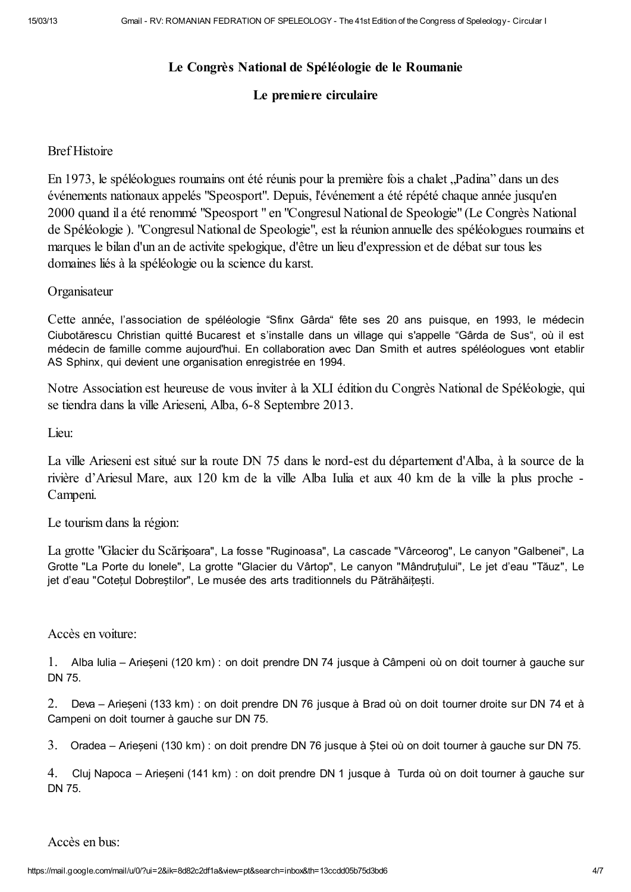## Le Congrès National de Spéléologie de le Roumanie

## Le premiere circulaire

Bref Histoire

En 1973, le spéléologues roumains ont été réunis pour la première fois a chalet „Padina" dans un des événements nationaux appelés "Speosport". Depuis, l'événement a été répété chaque année jusqu'en 2000 quand il a été renommé "Speosport " en "Congresul National de Speologie" (Le Congrès National de Spéléologie ). "Congresul National de Speologie", est la réunion annuelle des spéléologues roumains et marques le bilan d'un an de activite spelogique, d'être un lieu d'expression et de débat sur tous les domaines liés à la spéléologie ou la science du karst.

Organisateur

Cette année, l'association de spéléologie "Sfinx Gârda" fête ses 20 ans puisque, en 1993, le médecin Ciubotărescu Christian quitté Bucarest et s'installe dans un village qui s'appelle "Gârda de Sus", où il est médecin de famille comme aujourd'hui. En collaboration avec Dan Smith et autres spéléologues vont etablir AS Sphinx, qui devient une organisation enregistrée en 1994.

Notre Association est heureuse de vous inviter à la XLI édition du Congrès National de Spéléologie, qui se tiendra dans la ville Arieseni, Alba, 6-8 Septembre 2013.

Lieu:

La ville Arieseni est situé sur la route DN 75 dans le nord-est du département d'Alba, à la source de la rivière d'Ariesul Mare, aux 120 km de la ville Alba Iulia et aux 40 km de la ville la plus proche - Campeni.

Le tourism dans la région:

La grotte "Glacier du Scărișoara", La fosse "Ruginoasa", La cascade "Vârceorog", Le canyon "Galbenei", La Grotte "La Porte du Ionele", La grotte "Glacier du Vârtop", Le canyon "Mândruțului", Le jet d'eau "Tăuz", Le jet d'eau "Cotețul Dobreștilor", Le musée des arts traditionnels du Pătrăhăițești.

Accès en voiture:

1. Alba Iulia – Arieșeni (120 km) : on doit prendre DN 74 jusque à Câmpeni où on doit tourner à gauche sur DN 75.
2. Deva – Arieșeni (133 km) : on doit prendre DN 76 jusque à Brad où on doit tourner droite sur DN 74 et à Campeni on doit tourner à gauche sur DN 75.
3. Oradea – Arieșeni (130 km) : on doit prendre DN 76 jusque à Ștei où on doit tourner à gauche sur DN 75.
4. Cluj Napoca – Arieșeni (141 km) : on doit prendre DN 1 jusque à Turda où on doit tourner à gauche sur DN 75.

Accès en bus: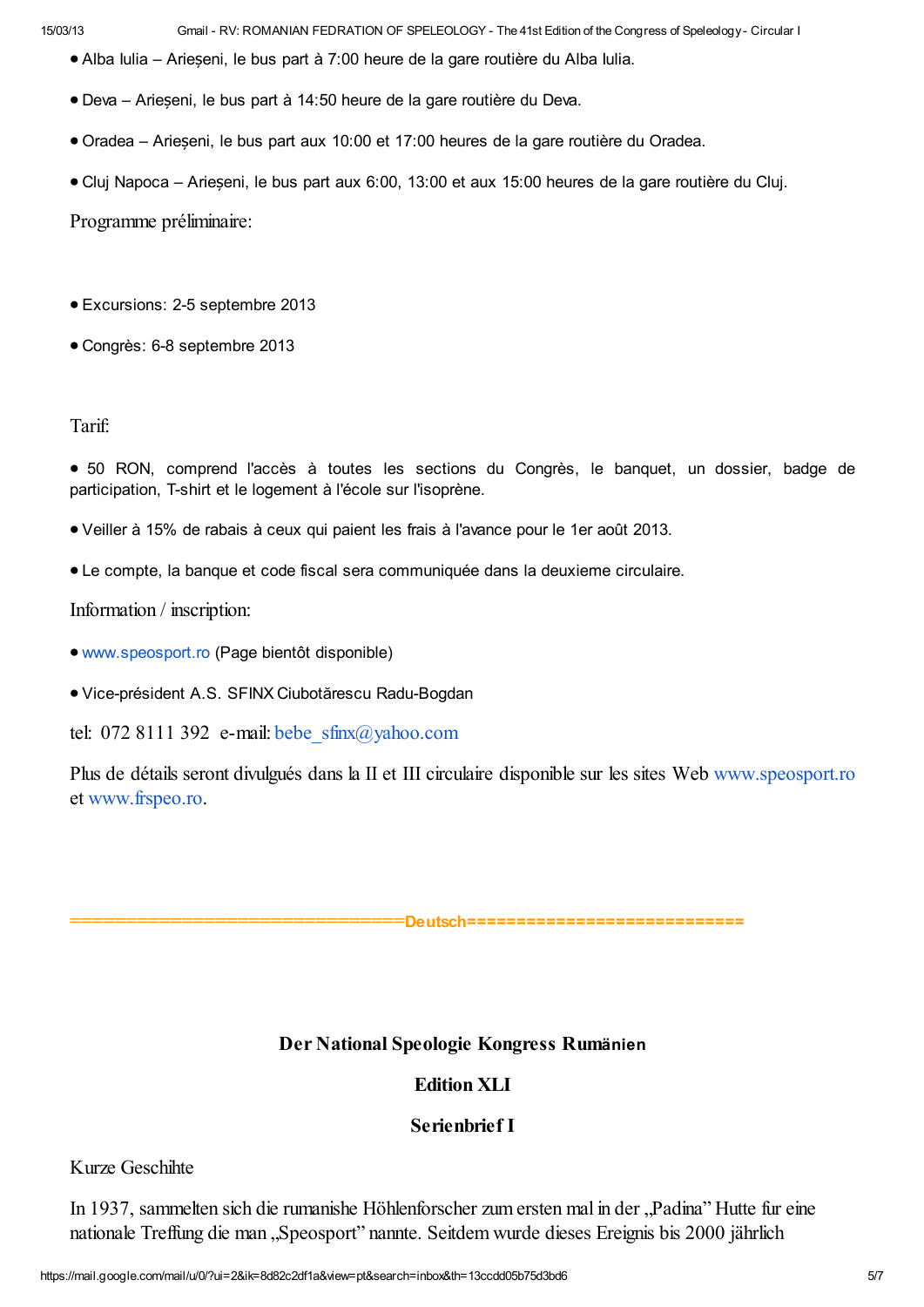- Alba Iulia – Arieșeni, le bus part à 7:00 heure de la gare routière du Alba Iulia.
- Deva – Arieșeni, le bus part à 14:50 heure de la gare routière du Deva.
- Oradea – Arieșeni, le bus part aux 10:00 et 17:00 heures de la gare routière du Oradea.
- Cluj Napoca – Arieșeni, le bus part aux 6:00, 13:00 et aux 15:00 heures de la gare routière du Cluj.

Programme préliminaire:

- Excursions: 2-5 septembre 2013
- Congrès: 6-8 septembre 2013

Tarif:

- 50 RON, comprend l'accès à toutes les sections du Congrès, le banquet, un dossier, badge de participation, T-shirt et le logement à l'école sur l'isoprène.
- Veiller à 15% de rabais à ceux qui paient les frais à l'avance pour le 1er août 2013.
- Le compte, la banque et code fiscal sera communiquée dans la deuxieme circulaire.

Information / inscription:

- www.speosport.ro (Page bientôt disponible)
- Vice-président A.S. SFINX Ciubotărescu Radu-Bogdan

tel: 072 8111 392 e-mail: bebe_sfinx@yahoo.com

Plus de détails seront divulgués dans la II et III circulaire disponible sur les sites Web www.speosport.ro et www.frspeo.ro.

=================================Deutsch===========================

**Der National Speologie Kongress Rumänien**

**Edition XLI**

**Serienbrief I**

Kurze Geschihte

In 1937, sammelten sich die rumanishe Höhlenforscher zum ersten mal in der „Padina" Hutte fur eine nationale Treffung die man „Speosport" nannte. Seitdem wurde dieses Ereignis bis 2000 jährlich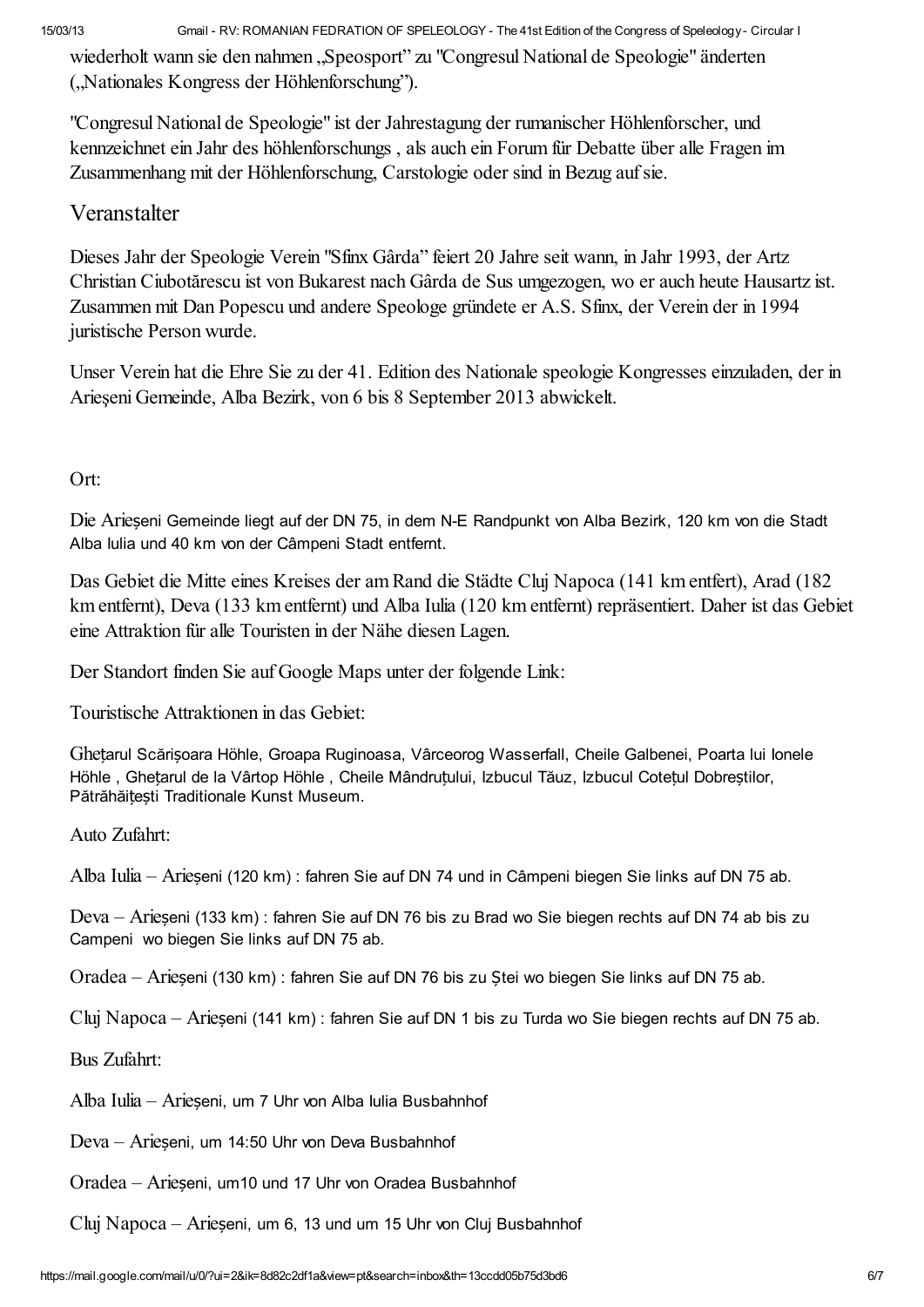wiederholt wann sie den nahmen „Speosport" zu "Congresul National de Speologie" änderten („Nationales Kongress der Höhlenforschung").

"Congresul National de Speologie" ist der Jahrestagung der rumanischer Höhlenforscher, und kennzeichnet ein Jahr des höhlenforschungs , als auch ein Forum für Debatte über alle Fragen im Zusammenhang mit der Höhlenforschung, Carstologie oder sind in Bezug auf sie.

## Veranstalter

Dieses Jahr der Speologie Verein "Sfinx Gârda" feiert 20 Jahre seit wann, in Jahr 1993, der Artz Christian Ciubotărescu ist von Bukarest nach Gârda de Sus umgezogen, wo er auch heute Hausartz ist. Zusammen mit Dan Popescu und andere Speologe gründete er A.S. Sfinx, der Verein der in 1994 juristische Person wurde.

Unser Verein hat die Ehre Sie zu der 41. Edition des Nationale speologie Kongresses einzuladen, der in Arieşeni Gemeinde, Alba Bezirk, von 6 bis 8 September 2013 abwickelt.

Ort:

Die Arieșeni Gemeinde liegt auf der DN 75, in dem N-E Randpunkt von Alba Bezirk, 120 km von die Stadt Alba Iulia und 40 km von der Câmpeni Stadt entfernt.

Das Gebiet die Mitte eines Kreises der am Rand die Städte Cluj Napoca (141 km entfert), Arad (182 km entfernt), Deva (133 km entfernt) und Alba Iulia (120 km entfernt) repräsentiert. Daher ist das Gebiet eine Attraktion für alle Touristen in der Nähe diesen Lagen.

Der Standort finden Sie auf Google Maps unter der folgende Link:

Touristische Attraktionen in das Gebiet:

Ghețarul Scărișoara Höhle, Groapa Ruginoasa, Vârceorog Wasserfall, Cheile Galbenei, Poarta lui Ionele Höhle , Ghețarul de la Vârtop Höhle , Cheile Mândruțului, Izbucul Tăuz, Izbucul Cotețul Dobreștilor, Pătrăhăițești Traditionale Kunst Museum.

Auto Zufahrt:

Alba Iulia – Arieșeni (120 km) : fahren Sie auf DN 74 und in Câmpeni biegen Sie links auf DN 75 ab.

Deva – Arieșeni (133 km) : fahren Sie auf DN 76 bis zu Brad wo Sie biegen rechts auf DN 74 ab bis zu Campeni wo biegen Sie links auf DN 75 ab.

Oradea – Arieșeni (130 km) : fahren Sie auf DN 76 bis zu Ștei wo biegen Sie links auf DN 75 ab.

Cluj Napoca – Arieșeni (141 km) : fahren Sie auf DN 1 bis zu Turda wo Sie biegen rechts auf DN 75 ab.

Bus Zufahrt:

Alba Iulia – Arieșeni, um 7 Uhr von Alba Iulia Busbahnhof

Deva – Arieșeni, um 14:50 Uhr von Deva Busbahnhof

Oradea – Arieșeni, um10 und 17 Uhr von Oradea Busbahnhof

Cluj Napoca – Arieșeni, um 6, 13 und um 15 Uhr von Cluj Busbahnhof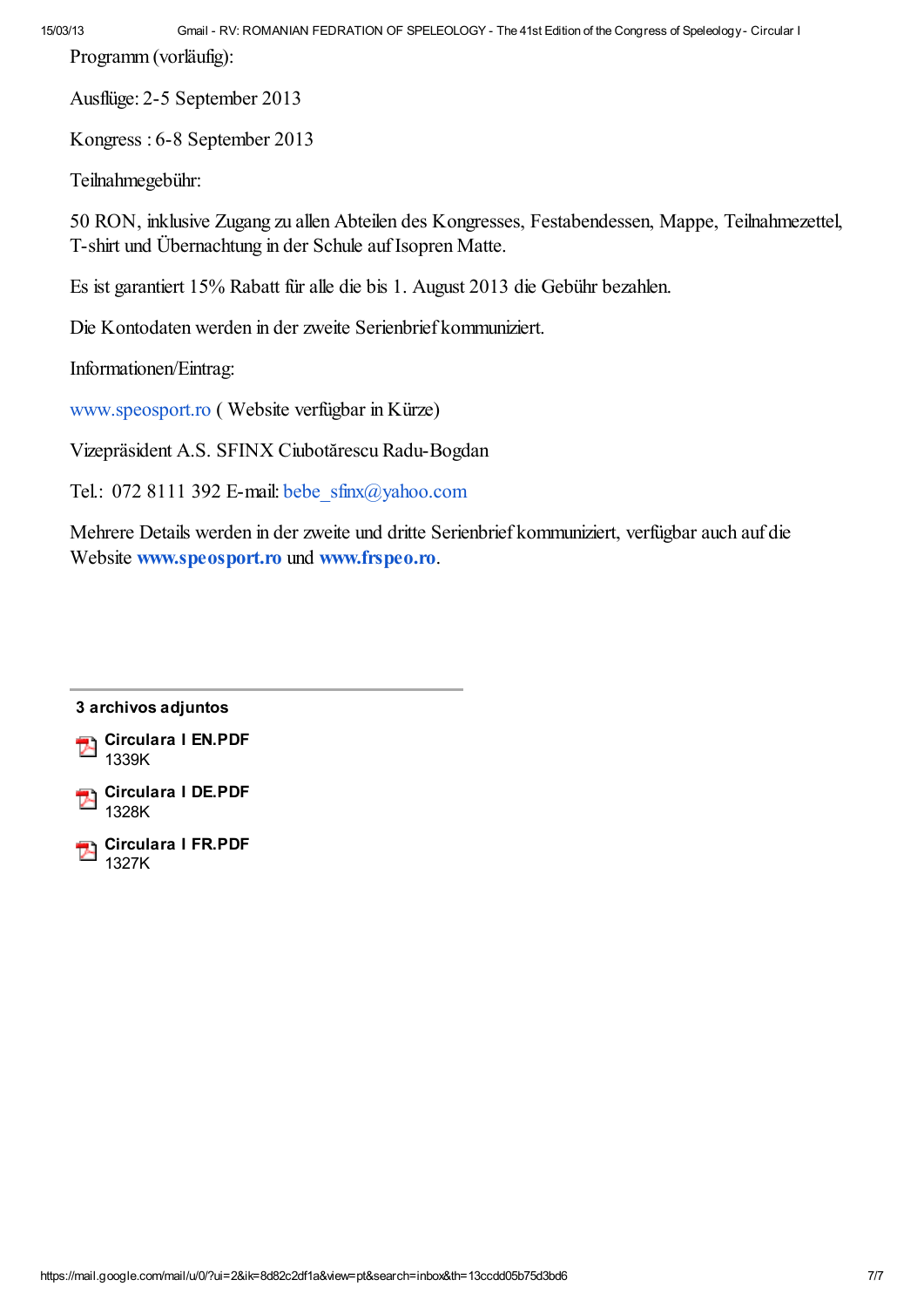Programm (vorläufig):

Ausflüge: 2-5 September 2013

Kongress : 6-8 September 2013

Teilnahmegebühr:

50 RON, inklusive Zugang zu allen Abteilen des Kongresses, Festabendessen, Mappe, Teilnahmezettel, T-shirt und Übernachtung in der Schule auf Isopren Matte.

Es ist garantiert 15% Rabatt für alle die bis 1. August 2013 die Gebühr bezahlen.

Die Kontodaten werden in der zweite Serienbrief kommuniziert.

Informationen/Eintrag:

www.speosport.ro ( Website verfügbar in Kürze)

Vizepräsident A.S. SFINX Ciubotărescu Radu-Bogdan

Tel.: 072 8111 392 E-mail: bebe_sfinx@yahoo.com

Mehrere Details werden in der zweite und dritte Serienbrief kommuniziert, verfügbar auch auf die Website **www.speosport.ro** und **www.frspeo.ro**.

---

**3 archivos adjuntos**

**Circulara I EN.PDF**
1339K

**Circulara I DE.PDF**
1328K

**Circulara I FR.PDF**
1327K